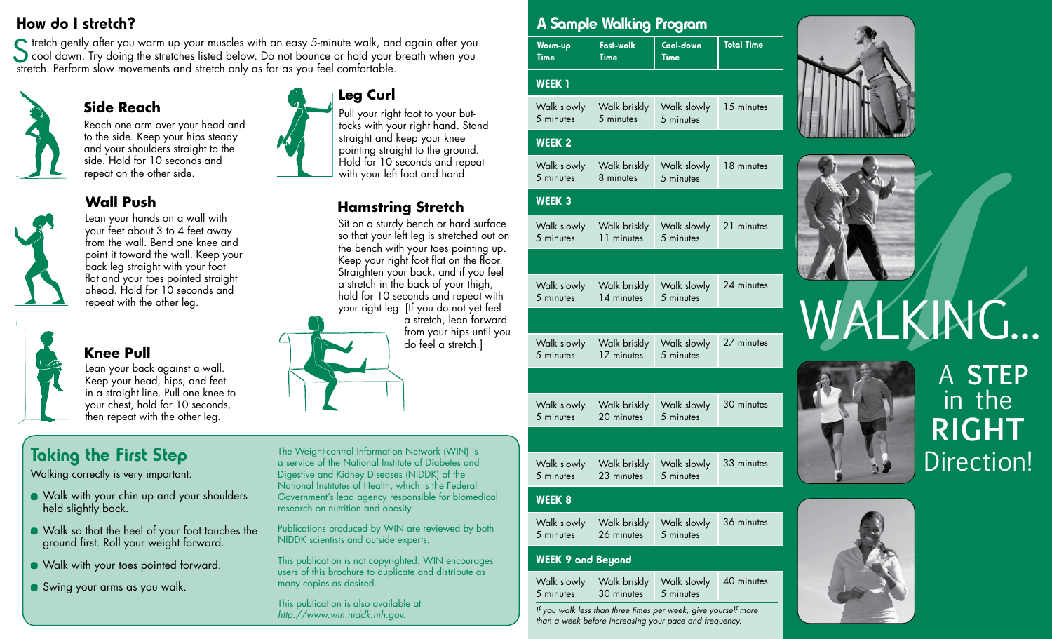## How do I stretch?

Stretch gently after you warm up your muscles with an easy 5-minute walk, and again after you cool down. Try doing the stretches listed below. Do not bounce or hold your breath when you stretch. Perform slow movements and stretch only as far as you feel comfortable.

### Side Reach

Reach one arm over your head and to the side. Keep your hips steady and your shoulders straight to the side. Hold for 10 seconds and repeat on the other side.

### Wall Push

Lean your hands on a wall with your feet about 3 to 4 feet away from the wall. Bend one knee and point it toward the wall. Keep your back leg straight with your foot flat and your toes pointed straight ahead. Hold for 10 seconds and repeat with the other leg.

### Knee Pull

Lean your back against a wall. Keep your head, hips, and feet in a straight line. Pull one knee to your chest, hold for 10 seconds, then repeat with the other leg.

### Leg Curl

Pull your right foot to your buttocks with your right hand. Stand straight and keep your knee pointing straight to the ground. Hold for 10 seconds and repeat with your left foot and hand.

### Hamstring Stretch

Sit on a sturdy bench or hard surface so that your left leg is stretched out on the bench with your toes pointing up. Keep your right foot flat on the floor. Straighten your back, and if you feel a stretch in the back of your thigh, hold for 10 seconds and repeat with your right leg. [If you do not yet feel a stretch, lean forward from your hips until you do feel a stretch.]

## Taking the First Step

Walking correctly is very important.

- Walk with your chin up and your shoulders held slightly back.
- Walk so that the heel of your foot touches the ground first. Roll your weight forward.
- Walk with your toes pointed forward.
- Swing your arms as you walk.

The Weight-control Information Network (WIN) is a service of the National Institute of Diabetes and Digestive and Kidney Diseases (NIDDK) of the National Institutes of Health, which is the Federal Government's lead agency responsible for biomedical research on nutrition and obesity.

Publications produced by WIN are reviewed by both NIDDK scientists and outside experts.

This publication is not copyrighted. WIN encourages users of this brochure to duplicate and distribute as many copies as desired.

This publication is also available at *http://www.win.niddk.nih.gov.*

## A Sample Walking Program

| Warm-up Time | Fast-walk Time | Cool-down Time | Total Time |
|---|---|---|---|
| **WEEK 1** | | | |
| Walk slowly 5 minutes | Walk briskly 5 minutes | Walk slowly 5 minutes | 15 minutes |
| **WEEK 2** | | | |
| Walk slowly 5 minutes | Walk briskly 8 minutes | Walk slowly 5 minutes | 18 minutes |
| **WEEK 3** | | | |
| Walk slowly 5 minutes | Walk briskly 11 minutes | Walk slowly 5 minutes | 21 minutes |
| | | | |
| Walk slowly 5 minutes | Walk briskly 14 minutes | Walk slowly 5 minutes | 24 minutes |
| | | | |
| Walk slowly 5 minutes | Walk briskly 17 minutes | Walk slowly 5 minutes | 27 minutes |
| | | | |
| Walk slowly 5 minutes | Walk briskly 20 minutes | Walk slowly 5 minutes | 30 minutes |
| | | | |
| Walk slowly 5 minutes | Walk briskly 23 minutes | Walk slowly 5 minutes | 33 minutes |
| **WEEK 8** | | | |
| Walk slowly 5 minutes | Walk briskly 26 minutes | Walk slowly 5 minutes | 36 minutes |
| **WEEK 9 and Beyond** | | | |
| Walk slowly 5 minutes | Walk briskly 30 minutes | Walk slowly 5 minutes | 40 minutes |

*If you walk less than three times per week, give yourself more than a week before increasing your pace and frequency.*

# WALKING...

## A STEP in the RIGHT Direction!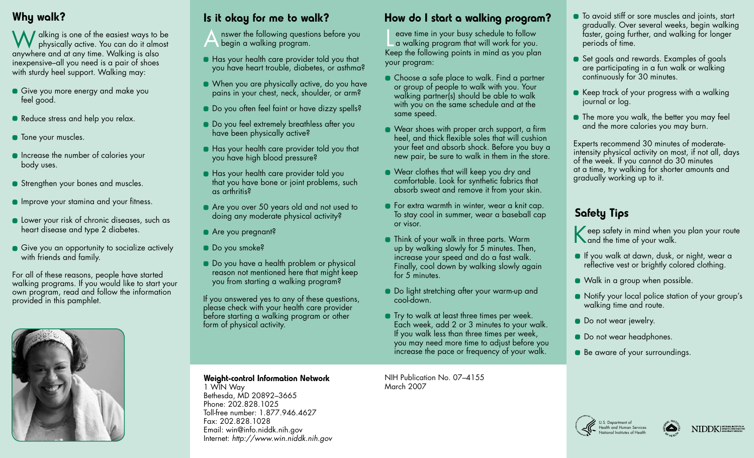## Why walk?

Walking is one of the easiest ways to be physically active. You can do it almost anywhere and at any time. Walking is also inexpensive–all you need is a pair of shoes with sturdy heel support. Walking may:

- Give you more energy and make you feel good.
- Reduce stress and help you relax.
- Tone your muscles.
- Increase the number of calories your body uses.
- Strengthen your bones and muscles.
- Improve your stamina and your fitness.
- Lower your risk of chronic diseases, such as heart disease and type 2 diabetes.
- Give you an opportunity to socialize actively with friends and family.

For all of these reasons, people have started walking programs. If you would like to start your own program, read and follow the information provided in this pamphlet.

## Is it okay for me to walk?

Answer the following questions before you begin a walking program.

- Has your health care provider told you that you have heart trouble, diabetes, or asthma?
- When you are physically active, do you have pains in your chest, neck, shoulder, or arm?
- Do you often feel faint or have dizzy spells?
- Do you feel extremely breathless after you have been physically active?
- Has your health care provider told you that you have high blood pressure?
- Has your health care provider told you that you have bone or joint problems, such as arthritis?
- Are you over 50 years old and not used to doing any moderate physical activity?
- Are you pregnant?
- Do you smoke?
- Do you have a health problem or physical reason not mentioned here that might keep you from starting a walking program?

If you answered yes to any of these questions, please check with your health care provider before starting a walking program or other form of physical activity.

**Weight-control Information Network**
1 WIN Way
Bethesda, MD 20892–3665
Phone: 202.828.1025
Toll-free number: 1.877.946.4627
Fax: 202.828.1028
Email: win@info.niddk.nih.gov
Internet: *http://www.win.niddk.nih.gov*

## How do I start a walking program?

Leave time in your busy schedule to follow a walking program that will work for you. Keep the following points in mind as you plan your program:

- Choose a safe place to walk. Find a partner or group of people to walk with you. Your walking partner(s) should be able to walk with you on the same schedule and at the same speed.
- Wear shoes with proper arch support, a firm heel, and thick flexible soles that will cushion your feet and absorb shock. Before you buy a new pair, be sure to walk in them in the store.
- Wear clothes that will keep you dry and comfortable. Look for synthetic fabrics that absorb sweat and remove it from your skin.
- For extra warmth in winter, wear a knit cap. To stay cool in summer, wear a baseball cap or visor.
- Think of your walk in three parts. Warm up by walking slowly for 5 minutes. Then, increase your speed and do a fast walk. Finally, cool down by walking slowly again for 5 minutes.
- Do light stretching after your warm-up and cool-down.
- Try to walk at least three times per week. Each week, add 2 or 3 minutes to your walk. If you walk less than three times per week, you may need more time to adjust before you increase the pace or frequency of your walk.
- To avoid stiff or sore muscles and joints, start gradually. Over several weeks, begin walking faster, going further, and walking for longer periods of time.
- Set goals and rewards. Examples of goals are participating in a fun walk or walking continuously for 30 minutes.
- Keep track of your progress with a walking journal or log.
- The more you walk, the better you may feel and the more calories you may burn.

Experts recommend 30 minutes of moderate-intensity physical activity on most, if not all, days of the week. If you cannot do 30 minutes at a time, try walking for shorter amounts and gradually working up to it.

NIH Publication No. 07–4155
March 2007

## Safety Tips

Keep safety in mind when you plan your route and the time of your walk.

- If you walk at dawn, dusk, or night, wear a reflective vest or brightly colored clothing.
- Walk in a group when possible.
- Notify your local police station of your group's walking time and route.
- Do not wear jewelry.
- Do not wear headphones.
- Be aware of your surroundings.

U.S. Department of Health and Human Services
National Institutes of Health

NIDDK National Institute of Diabetes and Digestive and Kidney Diseases